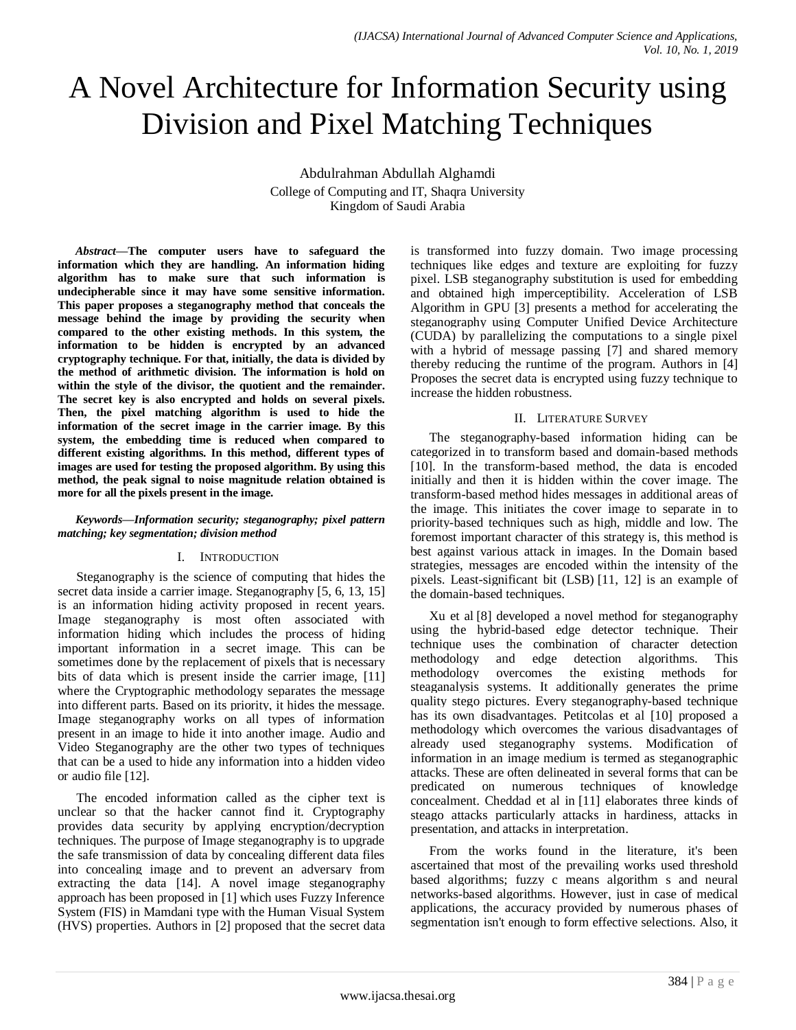# A Novel Architecture for Information Security using Division and Pixel Matching Techniques

Abdulrahman Abdullah Alghamdi
College of Computing and IT, Shaqra University
Kingdom of Saudi Arabia

***Abstract*—The computer users have to safeguard the information which they are handling. An information hiding algorithm has to make sure that such information is undecipherable since it may have some sensitive information. This paper proposes a steganography method that conceals the message behind the image by providing the security when compared to the other existing methods. In this system, the information to be hidden is encrypted by an advanced cryptography technique. For that, initially, the data is divided by the method of arithmetic division. The information is hold on within the style of the divisor, the quotient and the remainder. The secret key is also encrypted and holds on several pixels. Then, the pixel matching algorithm is used to hide the information of the secret image in the carrier image. By this system, the embedding time is reduced when compared to different existing algorithms. In this method, different types of images are used for testing the proposed algorithm. By using this method, the peak signal to noise magnitude relation obtained is more for all the pixels present in the image.**

***Keywords*—*Information security; steganography; pixel pattern matching; key segmentation; division method***

## I. Introduction

Steganography is the science of computing that hides the secret data inside a carrier image. Steganography [5, 6, 13, 15] is an information hiding activity proposed in recent years. Image steganography is most often associated with information hiding which includes the process of hiding important information in a secret image. This can be sometimes done by the replacement of pixels that is necessary bits of data which is present inside the carrier image, [11] where the Cryptographic methodology separates the message into different parts. Based on its priority, it hides the message. Image steganography works on all types of information present in an image to hide it into another image. Audio and Video Steganography are the other two types of techniques that can be a used to hide any information into a hidden video or audio file [12].

The encoded information called as the cipher text is unclear so that the hacker cannot find it. Cryptography provides data security by applying encryption/decryption techniques. The purpose of Image steganography is to upgrade the safe transmission of data by concealing different data files into concealing image and to prevent an adversary from extracting the data [14]. A novel image steganography approach has been proposed in [1] which uses Fuzzy Inference System (FIS) in Mamdani type with the Human Visual System (HVS) properties. Authors in [2] proposed that the secret data is transformed into fuzzy domain. Two image processing techniques like edges and texture are exploiting for fuzzy pixel. LSB steganography substitution is used for embedding and obtained high imperceptibility. Acceleration of LSB Algorithm in GPU [3] presents a method for accelerating the steganography using Computer Unified Device Architecture (CUDA) by parallelizing the computations to a single pixel with a hybrid of message passing [7] and shared memory thereby reducing the runtime of the program. Authors in [4] Proposes the secret data is encrypted using fuzzy technique to increase the hidden robustness.

## II. Literature Survey

The steganography-based information hiding can be categorized in to transform based and domain-based methods [10]. In the transform-based method, the data is encoded initially and then it is hidden within the cover image. The transform-based method hides messages in additional areas of the image. This initiates the cover image to separate in to priority-based techniques such as high, middle and low. The foremost important character of this strategy is, this method is best against various attack in images. In the Domain based strategies, messages are encoded within the intensity of the pixels. Least-significant bit (LSB) [11, 12] is an example of the domain-based techniques.

Xu et al [8] developed a novel method for steganography using the hybrid-based edge detector technique. Their technique uses the combination of character detection methodology and edge detection algorithms. This methodology overcomes the existing methods for steaganalysis systems. It additionally generates the prime quality stego pictures. Every steganography-based technique has its own disadvantages. Petitcolas et al [10] proposed a methodology which overcomes the various disadvantages of already used steganography systems. Modification of information in an image medium is termed as steganographic attacks. These are often delineated in several forms that can be predicated on numerous techniques of knowledge concealment. Cheddad et al in [11] elaborates three kinds of steago attacks particularly attacks in hardiness, attacks in presentation, and attacks in interpretation.

From the works found in the literature, it's been ascertained that most of the prevailing works used threshold based algorithms; fuzzy c means algorithm s and neural networks-based algorithms. However, just in case of medical applications, the accuracy provided by numerous phases of segmentation isn't enough to form effective selections. Also, it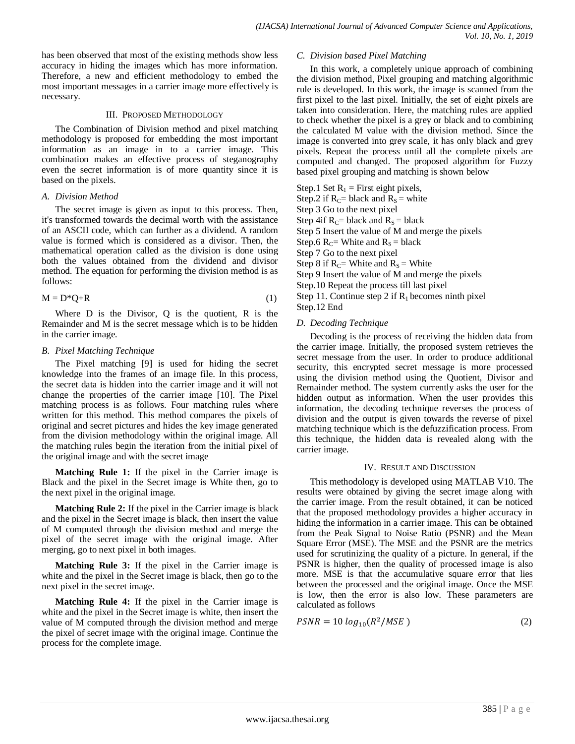has been observed that most of the existing methods show less accuracy in hiding the images which has more information. Therefore, a new and efficient methodology to embed the most important messages in a carrier image more effectively is necessary.

## III. Proposed Methodology

The Combination of Division method and pixel matching methodology is proposed for embedding the most important information as an image in to a carrier image. This combination makes an effective process of steganography even the secret information is of more quantity since it is based on the pixels.

### *A. Division Method*

The secret image is given as input to this process. Then, it's transformed towards the decimal worth with the assistance of an ASCII code, which can further as a dividend. A random value is formed which is considered as a divisor. Then, the mathematical operation called as the division is done using both the values obtained from the dividend and divisor method. The equation for performing the division method is as follows:

$$M = D*Q+R \tag{1}$$

Where D is the Divisor, Q is the quotient, R is the Remainder and M is the secret message which is to be hidden in the carrier image.

### *B. Pixel Matching Technique*

The Pixel matching [9] is used for hiding the secret knowledge into the frames of an image file. In this process, the secret data is hidden into the carrier image and it will not change the properties of the carrier image [10]. The Pixel matching process is as follows. Four matching rules where written for this method. This method compares the pixels of original and secret pictures and hides the key image generated from the division methodology within the original image. All the matching rules begin the iteration from the initial pixel of the original image and with the secret image

**Matching Rule 1:** If the pixel in the Carrier image is Black and the pixel in the Secret image is White then, go to the next pixel in the original image.

**Matching Rule 2:** If the pixel in the Carrier image is black and the pixel in the Secret image is black, then insert the value of M computed through the division method and merge the pixel of the secret image with the original image. After merging, go to next pixel in both images.

**Matching Rule 3:** If the pixel in the Carrier image is white and the pixel in the Secret image is black, then go to the next pixel in the secret image.

**Matching Rule 4:** If the pixel in the Carrier image is white and the pixel in the Secret image is white, then insert the value of M computed through the division method and merge the pixel of secret image with the original image. Continue the process for the complete image.

### *C. Division based Pixel Matching*

In this work, a completely unique approach of combining the division method, Pixel grouping and matching algorithmic rule is developed. In this work, the image is scanned from the first pixel to the last pixel. Initially, the set of eight pixels are taken into consideration. Here, the matching rules are applied to check whether the pixel is a grey or black and to combining the calculated M value with the division method. Since the image is converted into grey scale, it has only black and grey pixels. Repeat the process until all the complete pixels are computed and changed. The proposed algorithm for Fuzzy based pixel grouping and matching is shown below

Step.1 Set $R_1$ = First eight pixels,
Step.2 if $R_C$= black and $R_S$ = white
Step 3 Go to the next pixel
Step 4if $R_C$= black and $R_S$ = black
Step 5 Insert the value of M and merge the pixels
Step.6 $R_C$= White and $R_S$ = black
Step 7 Go to the next pixel
Step 8 if $R_C$= White and $R_S$ = White
Step 9 Insert the value of M and merge the pixels
Step.10 Repeat the process till last pixel
Step 11. Continue step 2 if $R_1$ becomes ninth pixel
Step.12 End

### *D. Decoding Technique*

Decoding is the process of receiving the hidden data from the carrier image. Initially, the proposed system retrieves the secret message from the user. In order to produce additional security, this encrypted secret message is more processed using the division method using the Quotient, Divisor and Remainder method. The system currently asks the user for the hidden output as information. When the user provides this information, the decoding technique reverses the process of division and the output is given towards the reverse of pixel matching technique which is the defuzzification process. From this technique, the hidden data is revealed along with the carrier image.

## IV. Result and Discussion

This methodology is developed using MATLAB V10. The results were obtained by giving the secret image along with the carrier image. From the result obtained, it can be noticed that the proposed methodology provides a higher accuracy in hiding the information in a carrier image. This can be obtained from the Peak Signal to Noise Ratio (PSNR) and the Mean Square Error (MSE). The MSE and the PSNR are the metrics used for scrutinizing the quality of a picture. In general, if the PSNR is higher, then the quality of processed image is also more. MSE is that the accumulative square error that lies between the processed and the original image. Once the MSE is low, then the error is also low. These parameters are calculated as follows

$$PSNR = 10\ log_{10}(R^2/MSE) \tag{2}$$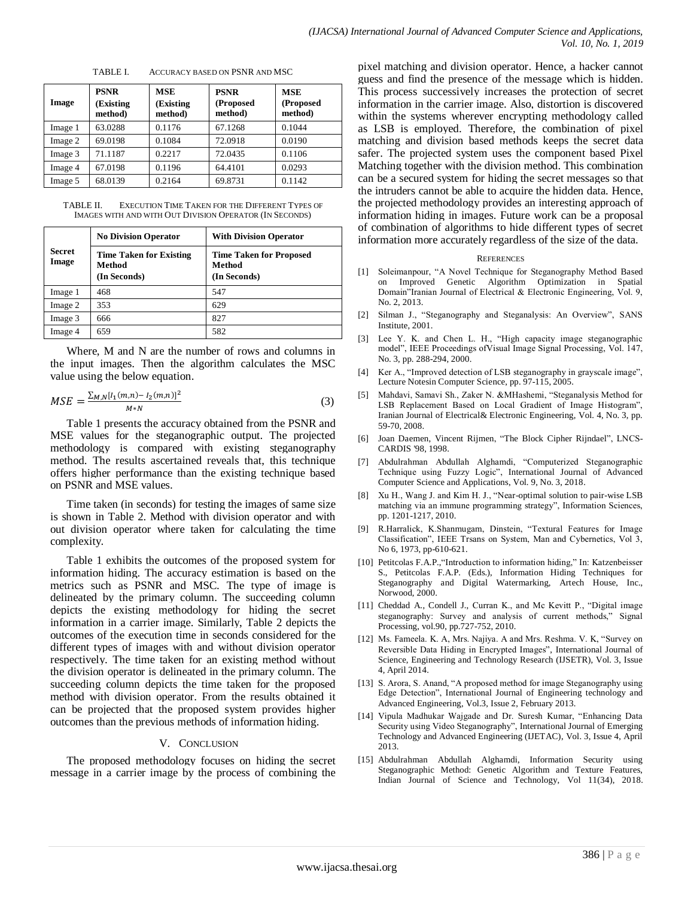TABLE I. ACCURACY BASED ON PSNR AND MSC

| Image | PSNR (Existing method) | MSE (Existing method) | PSNR (Proposed method) | MSE (Proposed method) |
|---|---|---|---|---|
| Image 1 | 63.0288 | 0.1176 | 67.1268 | 0.1044 |
| Image 2 | 69.0198 | 0.1084 | 72.0918 | 0.0190 |
| Image 3 | 71.1187 | 0.2217 | 72.0435 | 0.1106 |
| Image 4 | 67.0198 | 0.1196 | 64.4101 | 0.0293 |
| Image 5 | 68.0139 | 0.2164 | 69.8731 | 0.1142 |

TABLE II. EXECUTION TIME TAKEN FOR THE DIFFERENT TYPES OF IMAGES WITH AND WITH OUT DIVISION OPERATOR (IN SECONDS)

| Secret Image | No Division Operator | With Division Operator |
|---|---|---|
| | **Time Taken for Existing Method (In Seconds)** | **Time Taken for Proposed Method (In Seconds)** |
| Image 1 | 468 | 547 |
| Image 2 | 353 | 629 |
| Image 3 | 666 | 827 |
| Image 4 | 659 | 582 |

Where, M and N are the number of rows and columns in the input images. Then the algorithm calculates the MSC value using the below equation.

$$MSE = \frac{\sum_{M,N}[I_1(m,n) - I_2(m,n)]^2}{M*N} \quad (3)$$

Table 1 presents the accuracy obtained from the PSNR and MSE values for the steganographic output. The projected methodology is compared with existing steganography method. The results ascertained reveals that, this technique offers higher performance than the existing technique based on PSNR and MSE values.

Time taken (in seconds) for testing the images of same size is shown in Table 2. Method with division operator and with out division operator where taken for calculating the time complexity.

Table 1 exhibits the outcomes of the proposed system for information hiding. The accuracy estimation is based on the metrics such as PSNR and MSC. The type of image is delineated by the primary column. The succeeding column depicts the existing methodology for hiding the secret information in a carrier image. Similarly, Table 2 depicts the outcomes of the execution time in seconds considered for the different types of images with and without division operator respectively. The time taken for an existing method without the division operator is delineated in the primary column. The succeeding column depicts the time taken for the proposed method with division operator. From the results obtained it can be projected that the proposed system provides higher outcomes than the previous methods of information hiding.

## V. CONCLUSION

The proposed methodology focuses on hiding the secret message in a carrier image by the process of combining the pixel matching and division operator. Hence, a hacker cannot guess and find the presence of the message which is hidden. This process successively increases the protection of secret information in the carrier image. Also, distortion is discovered within the systems wherever encrypting methodology called as LSB is employed. Therefore, the combination of pixel matching and division based methods keeps the secret data safer. The projected system uses the component based Pixel Matching together with the division method. This combination can be a secured system for hiding the secret messages so that the intruders cannot be able to acquire the hidden data. Hence, the projected methodology provides an interesting approach of information hiding in images. Future work can be a proposal of combination of algorithms to hide different types of secret information more accurately regardless of the size of the data.

## REFERENCES

[1] Soleimanpour, "A Novel Technique for Steganography Method Based on Improved Genetic Algorithm Optimization in Spatial Domain"Iranian Journal of Electrical & Electronic Engineering, Vol. 9, No. 2, 2013.

[2] Silman J., "Steganography and Steganalysis: An Overview", SANS Institute, 2001.

[3] Lee Y. K. and Chen L. H., "High capacity image steganographic model", IEEE Proceedings ofVisual Image Signal Processing, Vol. 147, No. 3, pp. 288-294, 2000.

[4] Ker A., "Improved detection of LSB steganography in grayscale image", Lecture Notesin Computer Science, pp. 97-115, 2005.

[5] Mahdavi, Samavi Sh., Zaker N. &MHashemi, "Steganalysis Method for LSB Replacement Based on Local Gradient of Image Histogram", Iranian Journal of Electrical& Electronic Engineering, Vol. 4, No. 3, pp. 59-70, 2008.

[6] Joan Daemen, Vincent Rijmen, "The Block Cipher Rijndael", LNCS-CARDIS '98, 1998.

[7] Abdulrahman Abdullah Alghamdi, "Computerized Steganographic Technique using Fuzzy Logic", International Journal of Advanced Computer Science and Applications, Vol. 9, No. 3, 2018.

[8] Xu H., Wang J. and Kim H. J., "Near-optimal solution to pair-wise LSB matching via an immune programming strategy", Information Sciences, pp. 1201-1217, 2010.

[9] R.Harralick, K.Shanmugam, Dinstein, "Textural Features for Image Classification", IEEE Trsans on System, Man and Cybernetics, Vol 3, No 6, 1973, pp-610-621.

[10] Petitcolas F.A.P.,"Introduction to information hiding," In: Katzenbeisser S., Petitcolas F.A.P. (Eds.), Information Hiding Techniques for Steganography and Digital Watermarking, Artech House, Inc., Norwood, 2000.

[11] Cheddad A., Condell J., Curran K., and Mc Kevitt P., "Digital image steganography: Survey and analysis of current methods," Signal Processing, vol.90, pp.727-752, 2010.

[12] Ms. Fameela. K. A, Mrs. Najiya. A and Mrs. Reshma. V. K, "Survey on Reversible Data Hiding in Encrypted Images", International Journal of Science, Engineering and Technology Research (IJSETR), Vol. 3, Issue 4, April 2014.

[13] S. Arora, S. Anand, "A proposed method for image Steganography using Edge Detection", International Journal of Engineering technology and Advanced Engineering, Vol.3, Issue 2, February 2013.

[14] Vipula Madhukar Wajgade and Dr. Suresh Kumar, "Enhancing Data Security using Video Steganography", International Journal of Emerging Technology and Advanced Engineering (IJETAC), Vol. 3, Issue 4, April 2013.

[15] Abdulrahman Abdullah Alghamdi, Information Security using Steganographic Method: Genetic Algorithm and Texture Features, Indian Journal of Science and Technology, Vol 11(34), 2018.